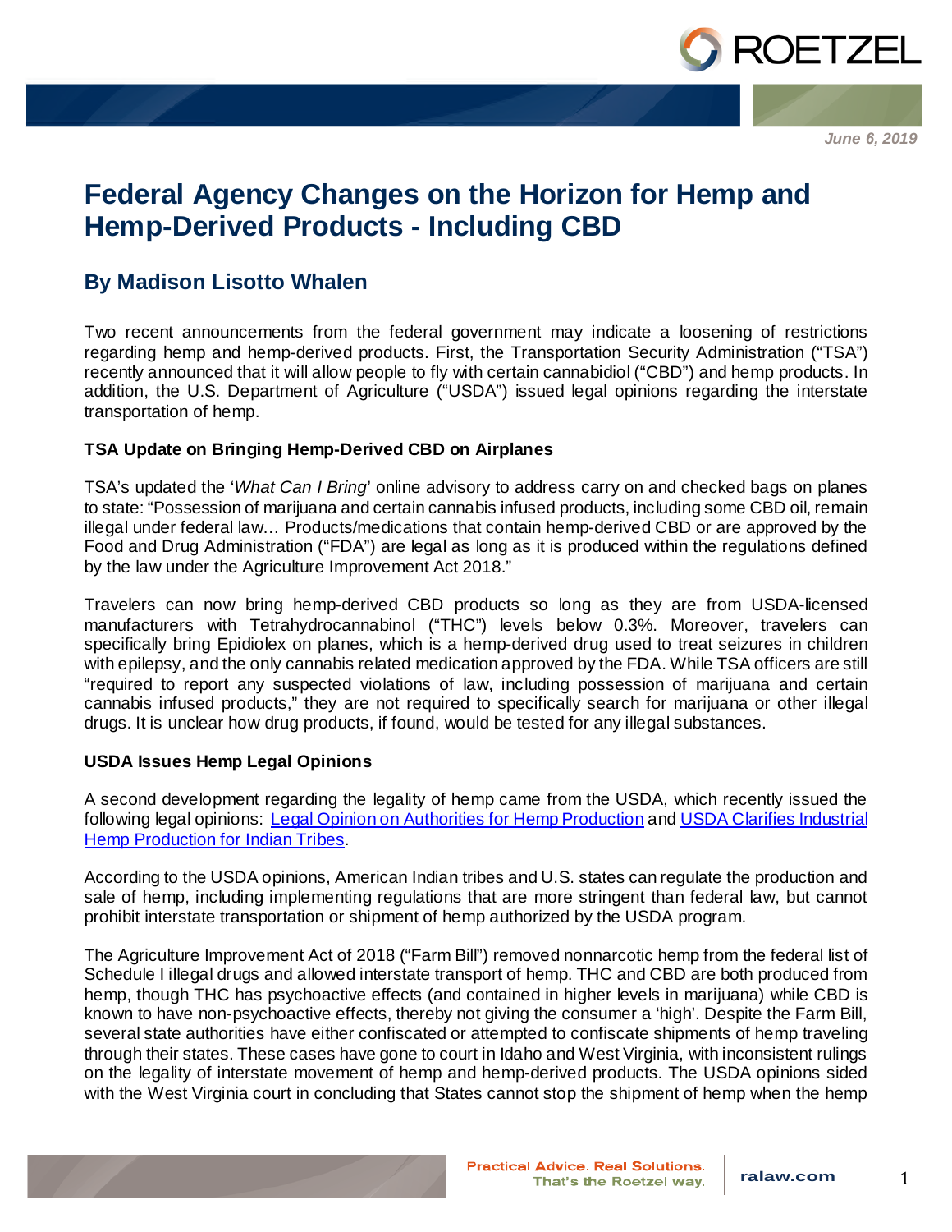June 6, 2019

# Federal Agency Changes on the Horizon for Hemp and Hemp-Derived Products - Including CBD

## By Madison Lisotto Whalen

Two recent announcements from the federal government may indicate a loosening of restrictions regarding hemp and hemp-derived products. First, the Transportation Security Administration ("TSA") recently announced that it will allow people to fly with certain cannabidiol ("CBD") and hemp products. In addition, the U.S. Department of Agriculture ("USDA") issued legal opinions regarding the interstate transportation of hemp.

### TSA Update on Bringing Hemp-Derived CBD on Airplanes

TSA's updated the '*What Can I Bring*' online advisory to address carry on and checked bags on planes to state: "Possession of marijuana and certain cannabis infused products, including some CBD oil, remain illegal under federal law… Products/medications that contain hemp-derived CBD or are approved by the Food and Drug Administration ("FDA") are legal as long as it is produced within the regulations defined by the law under the Agriculture Improvement Act 2018."

Travelers can now bring hemp-derived CBD products so long as they are from USDA-licensed manufacturers with Tetrahydrocannabinol ("THC") levels below 0.3%. Moreover, travelers can specifically bring Epidiolex on planes, which is a hemp-derived drug used to treat seizures in children with epilepsy, and the only cannabis related medication approved by the FDA. While TSA officers are still "required to report any suspected violations of law, including possession of marijuana and certain cannabis infused products," they are not required to specifically search for marijuana or other illegal drugs. It is unclear how drug products, if found, would be tested for any illegal substances.

### USDA Issues Hemp Legal Opinions

A second development regarding the legality of hemp came from the USDA, which recently issued the following legal opinions: Legal Opinion on Authorities for Hemp Production and USDA Clarifies Industrial Hemp Production for Indian Tribes.

According to the USDA opinions, American Indian tribes and U.S. states can regulate the production and sale of hemp, including implementing regulations that are more stringent than federal law, but cannot prohibit interstate transportation or shipment of hemp authorized by the USDA program.

The Agriculture Improvement Act of 2018 ("Farm Bill") removed nonnarcotic hemp from the federal list of Schedule I illegal drugs and allowed interstate transport of hemp. THC and CBD are both produced from hemp, though THC has psychoactive effects (and contained in higher levels in marijuana) while CBD is known to have non-psychoactive effects, thereby not giving the consumer a 'high'. Despite the Farm Bill, several state authorities have either confiscated or attempted to confiscate shipments of hemp traveling through their states. These cases have gone to court in Idaho and West Virginia, with inconsistent rulings on the legality of interstate movement of hemp and hemp-derived products. The USDA opinions sided with the West Virginia court in concluding that States cannot stop the shipment of hemp when the hemp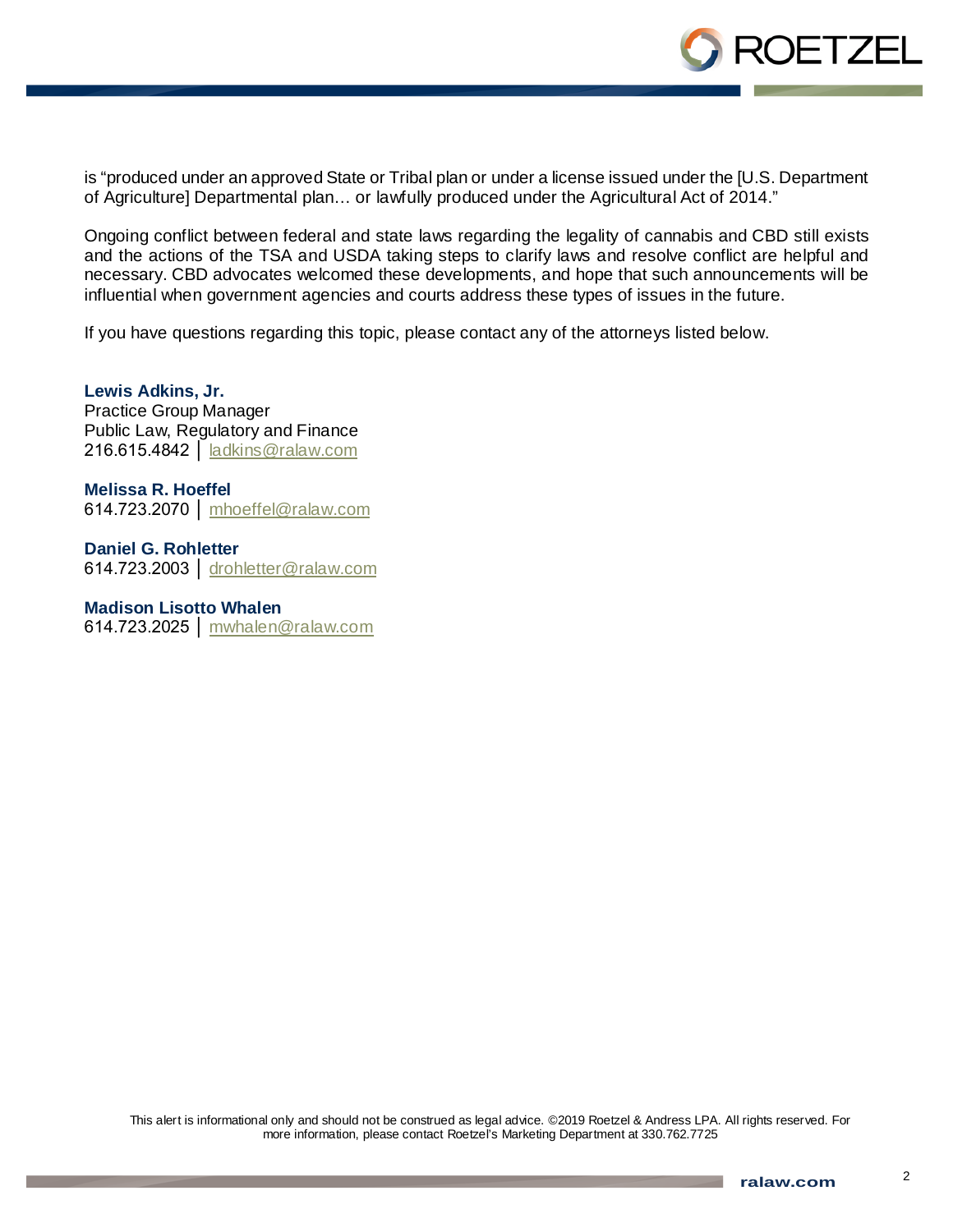is "produced under an approved State or Tribal plan or under a license issued under the [U.S. Department of Agriculture] Departmental plan… or lawfully produced under the Agricultural Act of 2014."

Ongoing conflict between federal and state laws regarding the legality of cannabis and CBD still exists and the actions of the TSA and USDA taking steps to clarify laws and resolve conflict are helpful and necessary. CBD advocates welcomed these developments, and hope that such announcements will be influential when government agencies and courts address these types of issues in the future.

If you have questions regarding this topic, please contact any of the attorneys listed below.

**Lewis Adkins, Jr.**
Practice Group Manager
Public Law, Regulatory and Finance
216.615.4842 │ ladkins@ralaw.com

**Melissa R. Hoeffel**
614.723.2070 │ mhoeffel@ralaw.com

**Daniel G. Rohletter**
614.723.2003 │ drohletter@ralaw.com

**Madison Lisotto Whalen**
614.723.2025 │ mwhalen@ralaw.com

This alert is informational only and should not be construed as legal advice. ©2019 Roetzel & Andress LPA. All rights reserved. For more information, please contact Roetzel's Marketing Department at 330.762.7725